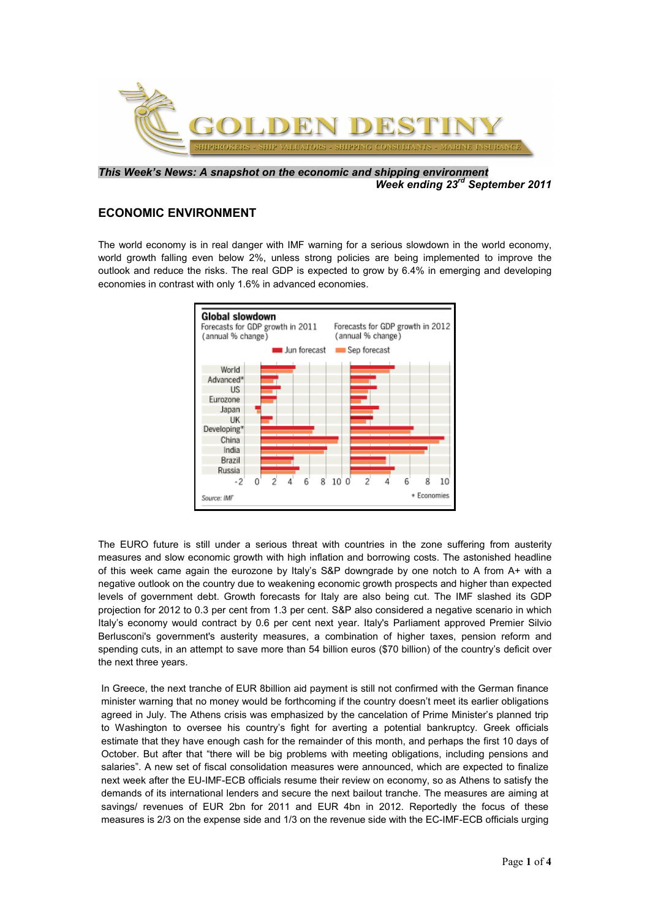**GOLDEN DESTINY**

SHIPBROKERS - SHIP VALUATORS - SHIPPING CONSULTANTS - MARINE INSURANCE

***This Week's News: A snapshot on the economic and shipping environment***

***Week ending 23rd September 2011***

## ECONOMIC ENVIRONMENT

The world economy is in real danger with IMF warning for a serious slowdown in the world economy, world growth falling even below 2%, unless strong policies are being implemented to improve the outlook and reduce the risks. The real GDP is expected to grow by 6.4% in emerging and developing economies in contrast with only 1.6% in advanced economies.

**Global slowdown**

Forecasts for GDP growth in 2011 (annual % change) — Forecasts for GDP growth in 2012 (annual % change)

Jun forecast / Sep forecast

World, Advanced*, US, Eurozone, Japan, UK, Developing*, China, India, Brazil, Russia

Source: IMF — * Economies

The EURO future is still under a serious threat with countries in the zone suffering from austerity measures and slow economic growth with high inflation and borrowing costs. The astonished headline of this week came again the eurozone by Italy's S&P downgrade by one notch to A from A+ with a negative outlook on the country due to weakening economic growth prospects and higher than expected levels of government debt. Growth forecasts for Italy are also being cut. The IMF slashed its GDP projection for 2012 to 0.3 per cent from 1.3 per cent. S&P also considered a negative scenario in which Italy's economy would contract by 0.6 per cent next year. Italy's Parliament approved Premier Silvio Berlusconi's government's austerity measures, a combination of higher taxes, pension reform and spending cuts, in an attempt to save more than 54 billion euros ($70 billion) of the country's deficit over the next three years.

In Greece, the next tranche of EUR 8billion aid payment is still not confirmed with the German finance minister warning that no money would be forthcoming if the country doesn't meet its earlier obligations agreed in July. The Athens crisis was emphasized by the cancelation of Prime Minister's planned trip to Washington to oversee his country's fight for averting a potential bankruptcy. Greek officials estimate that they have enough cash for the remainder of this month, and perhaps the first 10 days of October. But after that "there will be big problems with meeting obligations, including pensions and salaries". A new set of fiscal consolidation measures were announced, which are expected to finalize next week after the EU-IMF-ECB officials resume their review on economy, so as Athens to satisfy the demands of its international lenders and secure the next bailout tranche. The measures are aiming at savings/ revenues of EUR 2bn for 2011 and EUR 4bn in 2012. Reportedly the focus of these measures is 2/3 on the expense side and 1/3 on the revenue side with the EC-IMF-ECB officials urging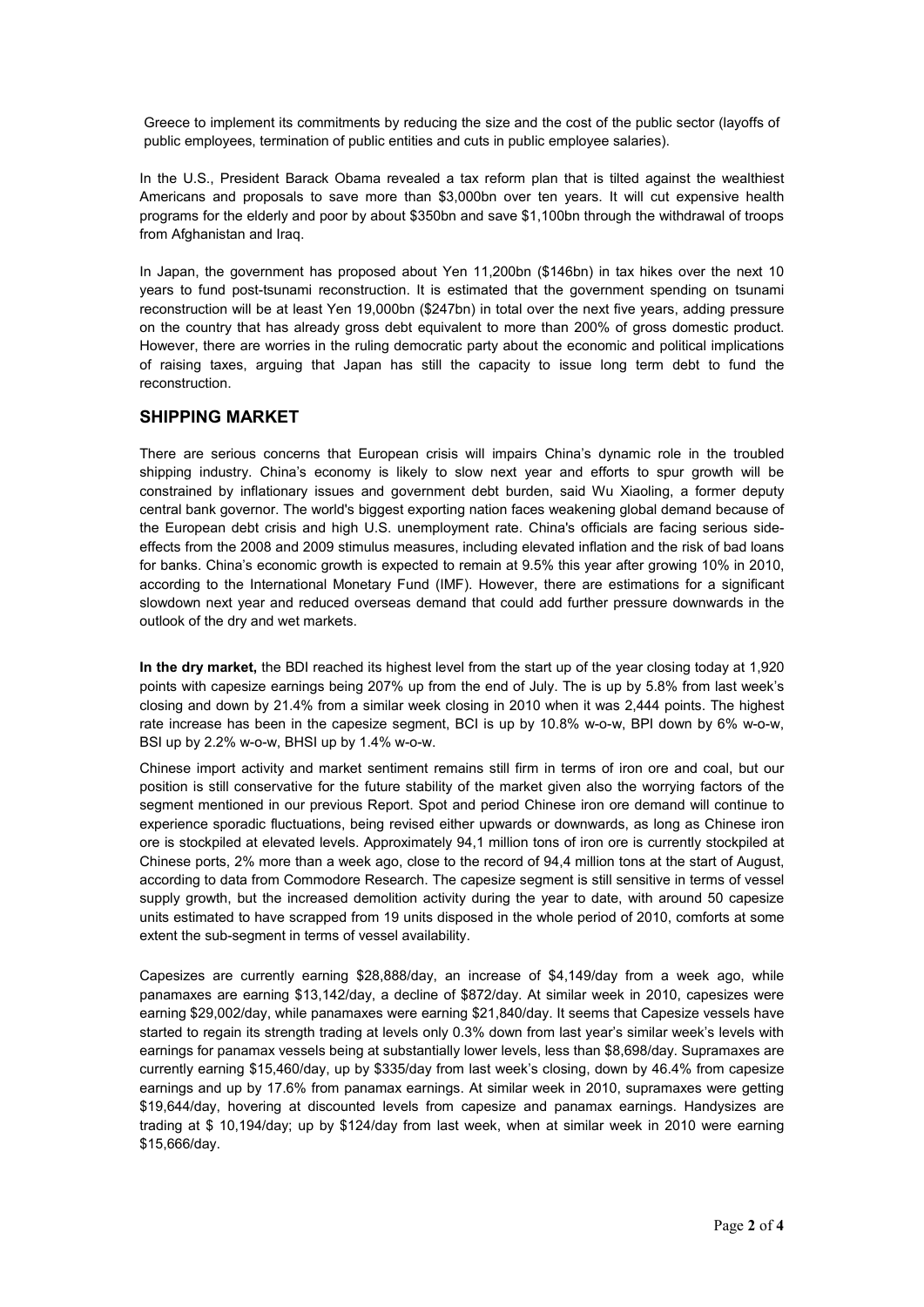Greece to implement its commitments by reducing the size and the cost of the public sector (layoffs of public employees, termination of public entities and cuts in public employee salaries).

In the U.S., President Barack Obama revealed a tax reform plan that is tilted against the wealthiest Americans and proposals to save more than $3,000bn over ten years. It will cut expensive health programs for the elderly and poor by about $350bn and save $1,100bn through the withdrawal of troops from Afghanistan and Iraq.

In Japan, the government has proposed about Yen 11,200bn ($146bn) in tax hikes over the next 10 years to fund post-tsunami reconstruction. It is estimated that the government spending on tsunami reconstruction will be at least Yen 19,000bn ($247bn) in total over the next five years, adding pressure on the country that has already gross debt equivalent to more than 200% of gross domestic product. However, there are worries in the ruling democratic party about the economic and political implications of raising taxes, arguing that Japan has still the capacity to issue long term debt to fund the reconstruction.

## SHIPPING MARKET

There are serious concerns that European crisis will impairs China's dynamic role in the troubled shipping industry. China's economy is likely to slow next year and efforts to spur growth will be constrained by inflationary issues and government debt burden, said Wu Xiaoling, a former deputy central bank governor. The world's biggest exporting nation faces weakening global demand because of the European debt crisis and high U.S. unemployment rate. China's officials are facing serious side-effects from the 2008 and 2009 stimulus measures, including elevated inflation and the risk of bad loans for banks. China's economic growth is expected to remain at 9.5% this year after growing 10% in 2010, according to the International Monetary Fund (IMF). However, there are estimations for a significant slowdown next year and reduced overseas demand that could add further pressure downwards in the outlook of the dry and wet markets.

**In the dry market,** the BDI reached its highest level from the start up of the year closing today at 1,920 points with capesize earnings being 207% up from the end of July. The is up by 5.8% from last week's closing and down by 21.4% from a similar week closing in 2010 when it was 2,444 points. The highest rate increase has been in the capesize segment, BCI is up by 10.8% w-o-w, BPI down by 6% w-o-w, BSI up by 2.2% w-o-w, BHSI up by 1.4% w-o-w.

Chinese import activity and market sentiment remains still firm in terms of iron ore and coal, but our position is still conservative for the future stability of the market given also the worrying factors of the segment mentioned in our previous Report. Spot and period Chinese iron ore demand will continue to experience sporadic fluctuations, being revised either upwards or downwards, as long as Chinese iron ore is stockpiled at elevated levels. Approximately 94,1 million tons of iron ore is currently stockpiled at Chinese ports, 2% more than a week ago, close to the record of 94,4 million tons at the start of August, according to data from Commodore Research. The capesize segment is still sensitive in terms of vessel supply growth, but the increased demolition activity during the year to date, with around 50 capesize units estimated to have scrapped from 19 units disposed in the whole period of 2010, comforts at some extent the sub-segment in terms of vessel availability.

Capesizes are currently earning $28,888/day, an increase of $4,149/day from a week ago, while panamaxes are earning $13,142/day, a decline of $872/day. At similar week in 2010, capesizes were earning $29,002/day, while panamaxes were earning $21,840/day. It seems that Capesize vessels have started to regain its strength trading at levels only 0.3% down from last year's similar week's levels with earnings for panamax vessels being at substantially lower levels, less than $8,698/day. Supramaxes are currently earning $15,460/day, up by $335/day from last week's closing, down by 46.4% from capesize earnings and up by 17.6% from panamax earnings. At similar week in 2010, supramaxes were getting $19,644/day, hovering at discounted levels from capesize and panamax earnings. Handysizes are trading at $ 10,194/day; up by $124/day from last week, when at similar week in 2010 were earning $15,666/day.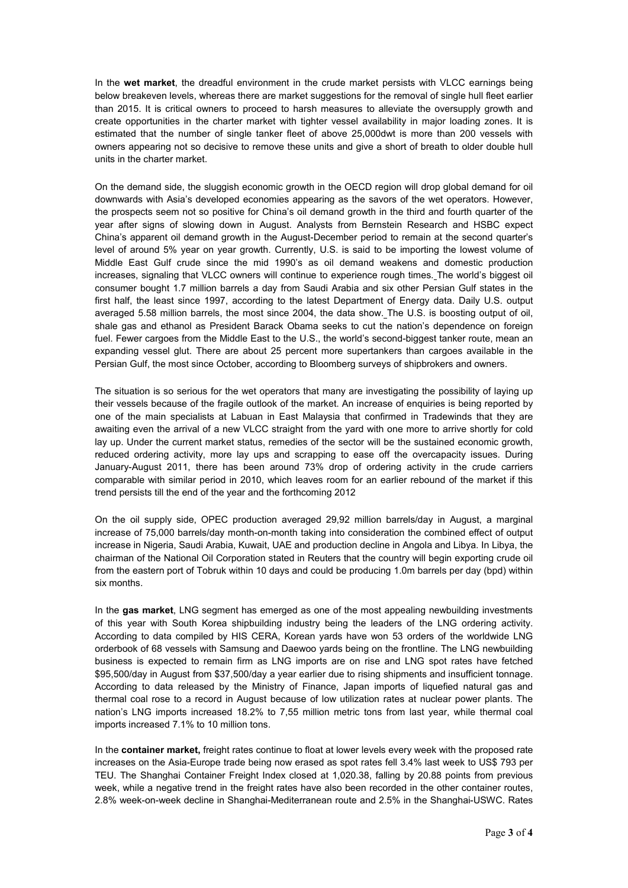In the **wet market**, the dreadful environment in the crude market persists with VLCC earnings being below breakeven levels, whereas there are market suggestions for the removal of single hull fleet earlier than 2015. It is critical owners to proceed to harsh measures to alleviate the oversupply growth and create opportunities in the charter market with tighter vessel availability in major loading zones. It is estimated that the number of single tanker fleet of above 25,000dwt is more than 200 vessels with owners appearing not so decisive to remove these units and give a short of breath to older double hull units in the charter market.

On the demand side, the sluggish economic growth in the OECD region will drop global demand for oil downwards with Asia's developed economies appearing as the savors of the wet operators. However, the prospects seem not so positive for China's oil demand growth in the third and fourth quarter of the year after signs of slowing down in August. Analysts from Bernstein Research and HSBC expect China's apparent oil demand growth in the August-December period to remain at the second quarter's level of around 5% year on year growth. Currently, U.S. is said to be importing the lowest volume of Middle East Gulf crude since the mid 1990's as oil demand weakens and domestic production increases, signaling that VLCC owners will continue to experience rough times. The world's biggest oil consumer bought 1.7 million barrels a day from Saudi Arabia and six other Persian Gulf states in the first half, the least since 1997, according to the latest Department of Energy data. Daily U.S. output averaged 5.58 million barrels, the most since 2004, the data show. The U.S. is boosting output of oil, shale gas and ethanol as President Barack Obama seeks to cut the nation's dependence on foreign fuel. Fewer cargoes from the Middle East to the U.S., the world's second-biggest tanker route, mean an expanding vessel glut. There are about 25 percent more supertankers than cargoes available in the Persian Gulf, the most since October, according to Bloomberg surveys of shipbrokers and owners.

The situation is so serious for the wet operators that many are investigating the possibility of laying up their vessels because of the fragile outlook of the market. An increase of enquiries is being reported by one of the main specialists at Labuan in East Malaysia that confirmed in Tradewinds that they are awaiting even the arrival of a new VLCC straight from the yard with one more to arrive shortly for cold lay up. Under the current market status, remedies of the sector will be the sustained economic growth, reduced ordering activity, more lay ups and scrapping to ease off the overcapacity issues. During January-August 2011, there has been around 73% drop of ordering activity in the crude carriers comparable with similar period in 2010, which leaves room for an earlier rebound of the market if this trend persists till the end of the year and the forthcoming 2012

On the oil supply side, OPEC production averaged 29,92 million barrels/day in August, a marginal increase of 75,000 barrels/day month-on-month taking into consideration the combined effect of output increase in Nigeria, Saudi Arabia, Kuwait, UAE and production decline in Angola and Libya. In Libya, the chairman of the National Oil Corporation stated in Reuters that the country will begin exporting crude oil from the eastern port of Tobruk within 10 days and could be producing 1.0m barrels per day (bpd) within six months.

In the **gas market**, LNG segment has emerged as one of the most appealing newbuilding investments of this year with South Korea shipbuilding industry being the leaders of the LNG ordering activity. According to data compiled by HIS CERA, Korean yards have won 53 orders of the worldwide LNG orderbook of 68 vessels with Samsung and Daewoo yards being on the frontline. The LNG newbuilding business is expected to remain firm as LNG imports are on rise and LNG spot rates have fetched \$95,500/day in August from \$37,500/day a year earlier due to rising shipments and insufficient tonnage. According to data released by the Ministry of Finance, Japan imports of liquefied natural gas and thermal coal rose to a record in August because of low utilization rates at nuclear power plants. The nation's LNG imports increased 18.2% to 7,55 million metric tons from last year, while thermal coal imports increased 7.1% to 10 million tons.

In the **container market,** freight rates continue to float at lower levels every week with the proposed rate increases on the Asia-Europe trade being now erased as spot rates fell 3.4% last week to US\$ 793 per TEU. The Shanghai Container Freight Index closed at 1,020.38, falling by 20.88 points from previous week, while a negative trend in the freight rates have also been recorded in the other container routes, 2.8% week-on-week decline in Shanghai-Mediterranean route and 2.5% in the Shanghai-USWC. Rates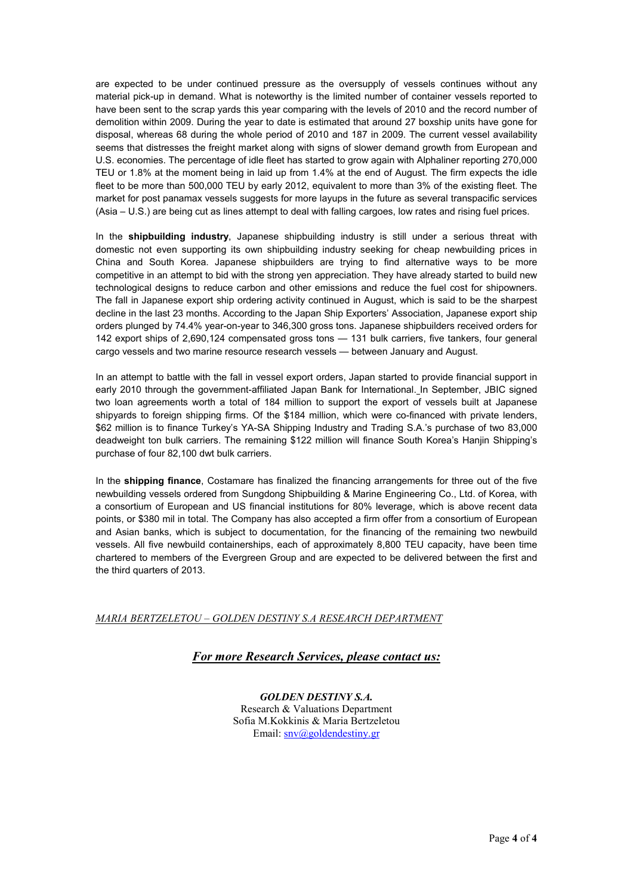are expected to be under continued pressure as the oversupply of vessels continues without any material pick-up in demand. What is noteworthy is the limited number of container vessels reported to have been sent to the scrap yards this year comparing with the levels of 2010 and the record number of demolition within 2009. During the year to date is estimated that around 27 boxship units have gone for disposal, whereas 68 during the whole period of 2010 and 187 in 2009. The current vessel availability seems that distresses the freight market along with signs of slower demand growth from European and U.S. economies. The percentage of idle fleet has started to grow again with Alphaliner reporting 270,000 TEU or 1.8% at the moment being in laid up from 1.4% at the end of August. The firm expects the idle fleet to be more than 500,000 TEU by early 2012, equivalent to more than 3% of the existing fleet. The market for post panamax vessels suggests for more layups in the future as several transpacific services (Asia – U.S.) are being cut as lines attempt to deal with falling cargoes, low rates and rising fuel prices.

In the **shipbuilding industry**, Japanese shipbuilding industry is still under a serious threat with domestic not even supporting its own shipbuilding industry seeking for cheap newbuilding prices in China and South Korea. Japanese shipbuilders are trying to find alternative ways to be more competitive in an attempt to bid with the strong yen appreciation. They have already started to build new technological designs to reduce carbon and other emissions and reduce the fuel cost for shipowners. The fall in Japanese export ship ordering activity continued in August, which is said to be the sharpest decline in the last 23 months. According to the Japan Ship Exporters' Association, Japanese export ship orders plunged by 74.4% year-on-year to 346,300 gross tons. Japanese shipbuilders received orders for 142 export ships of 2,690,124 compensated gross tons — 131 bulk carriers, five tankers, four general cargo vessels and two marine resource research vessels — between January and August.

In an attempt to battle with the fall in vessel export orders, Japan started to provide financial support in early 2010 through the government-affiliated Japan Bank for International. In September, JBIC signed two loan agreements worth a total of 184 million to support the export of vessels built at Japanese shipyards to foreign shipping firms. Of the $184 million, which were co-financed with private lenders, $62 million is to finance Turkey's YA-SA Shipping Industry and Trading S.A.'s purchase of two 83,000 deadweight ton bulk carriers. The remaining $122 million will finance South Korea's Hanjin Shipping's purchase of four 82,100 dwt bulk carriers.

In the **shipping finance**, Costamare has finalized the financing arrangements for three out of the five newbuilding vessels ordered from Sungdong Shipbuilding & Marine Engineering Co., Ltd. of Korea, with a consortium of European and US financial institutions for 80% leverage, which is above recent data points, or $380 mil in total. The Company has also accepted a firm offer from a consortium of European and Asian banks, which is subject to documentation, for the financing of the remaining two newbuild vessels. All five newbuild containerships, each of approximately 8,800 TEU capacity, have been time chartered to members of the Evergreen Group and are expected to be delivered between the first and the third quarters of 2013.

*MARIA BERTZELETOU – GOLDEN DESTINY S.A RESEARCH DEPARTMENT*

***For more Research Services, please contact us:***

***GOLDEN DESTINY S.A.***
Research & Valuations Department
Sofia M.Kokkinis & Maria Bertzeletou
Email: snv@goldendestiny.gr